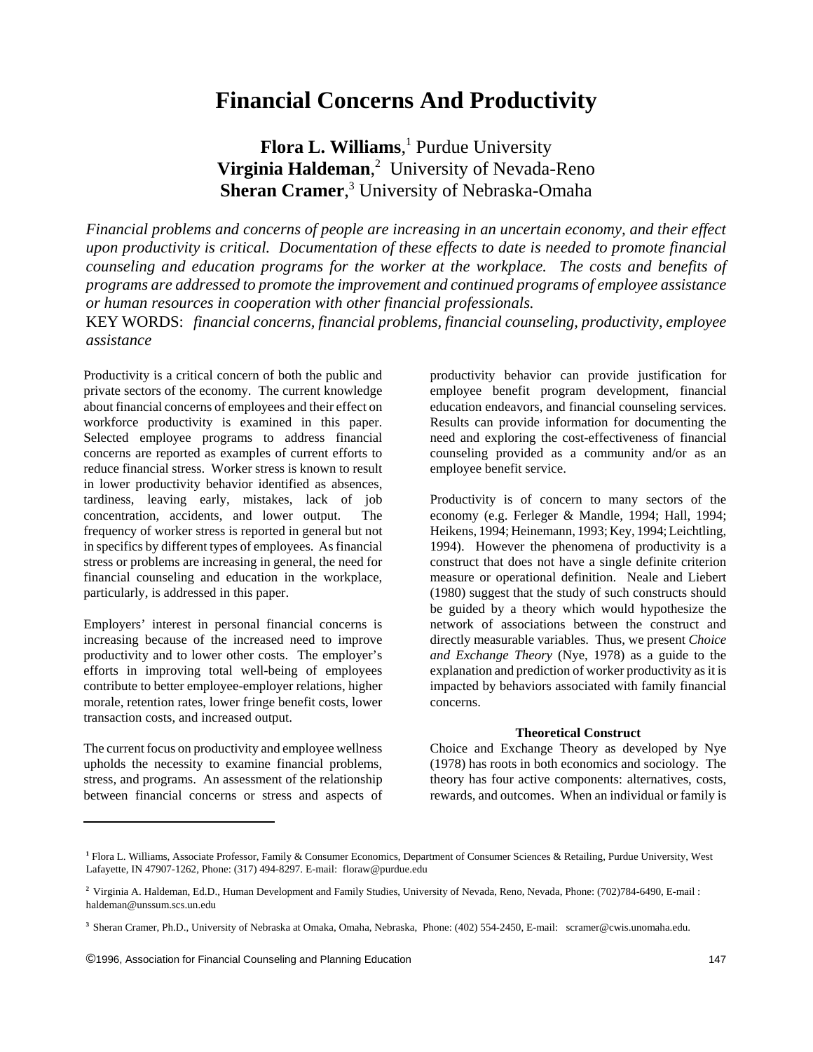# Financial Concerns And Productivity

**Flora L. Williams**,[1] Purdue University
**Virginia Haldeman**,[2] University of Nevada-Reno
**Sheran Cramer**,[3] University of Nebraska-Omaha

*Financial problems and concerns of people are increasing in an uncertain economy, and their effect upon productivity is critical. Documentation of these effects to date is needed to promote financial counseling and education programs for the worker at the workplace. The costs and benefits of programs are addressed to promote the improvement and continued programs of employee assistance or human resources in cooperation with other financial professionals.*

KEY WORDS: *financial concerns, financial problems, financial counseling, productivity, employee assistance*

Productivity is a critical concern of both the public and private sectors of the economy. The current knowledge about financial concerns of employees and their effect on workforce productivity is examined in this paper. Selected employee programs to address financial concerns are reported as examples of current efforts to reduce financial stress. Worker stress is known to result in lower productivity behavior identified as absences, tardiness, leaving early, mistakes, lack of job concentration, accidents, and lower output. The frequency of worker stress is reported in general but not in specifics by different types of employees. As financial stress or problems are increasing in general, the need for financial counseling and education in the workplace, particularly, is addressed in this paper.

Employers' interest in personal financial concerns is increasing because of the increased need to improve productivity and to lower other costs. The employer's efforts in improving total well-being of employees contribute to better employee-employer relations, higher morale, retention rates, lower fringe benefit costs, lower transaction costs, and increased output.

The current focus on productivity and employee wellness upholds the necessity to examine financial problems, stress, and programs. An assessment of the relationship between financial concerns or stress and aspects of productivity behavior can provide justification for employee benefit program development, financial education endeavors, and financial counseling services. Results can provide information for documenting the need and exploring the cost-effectiveness of financial counseling provided as a community and/or as an employee benefit service.

Productivity is of concern to many sectors of the economy (e.g. Ferleger & Mandle, 1994; Hall, 1994; Heikens, 1994; Heinemann, 1993; Key, 1994; Leichtling, 1994). However the phenomena of productivity is a construct that does not have a single definite criterion measure or operational definition. Neale and Liebert (1980) suggest that the study of such constructs should be guided by a theory which would hypothesize the network of associations between the construct and directly measurable variables. Thus, we present *Choice and Exchange Theory* (Nye, 1978) as a guide to the explanation and prediction of worker productivity as it is impacted by behaviors associated with family financial concerns.

### Theoretical Construct

Choice and Exchange Theory as developed by Nye (1978) has roots in both economics and sociology. The theory has four active components: alternatives, costs, rewards, and outcomes. When an individual or family is

---

[1] Flora L. Williams, Associate Professor, Family & Consumer Economics, Department of Consumer Sciences & Retailing, Purdue University, West Lafayette, IN 47907-1262, Phone: (317) 494-8297. E-mail: floraw@purdue.edu

[2] Virginia A. Haldeman, Ed.D., Human Development and Family Studies, University of Nevada, Reno, Nevada, Phone: (702)784-6490, E-mail : haldeman@unssum.scs.un.edu

[3] Sheran Cramer, Ph.D., University of Nebraska at Omaka, Omaha, Nebraska, Phone: (402) 554-2450, E-mail: scramer@cwis.unomaha.edu.

©1996, Association for Financial Counseling and Planning Education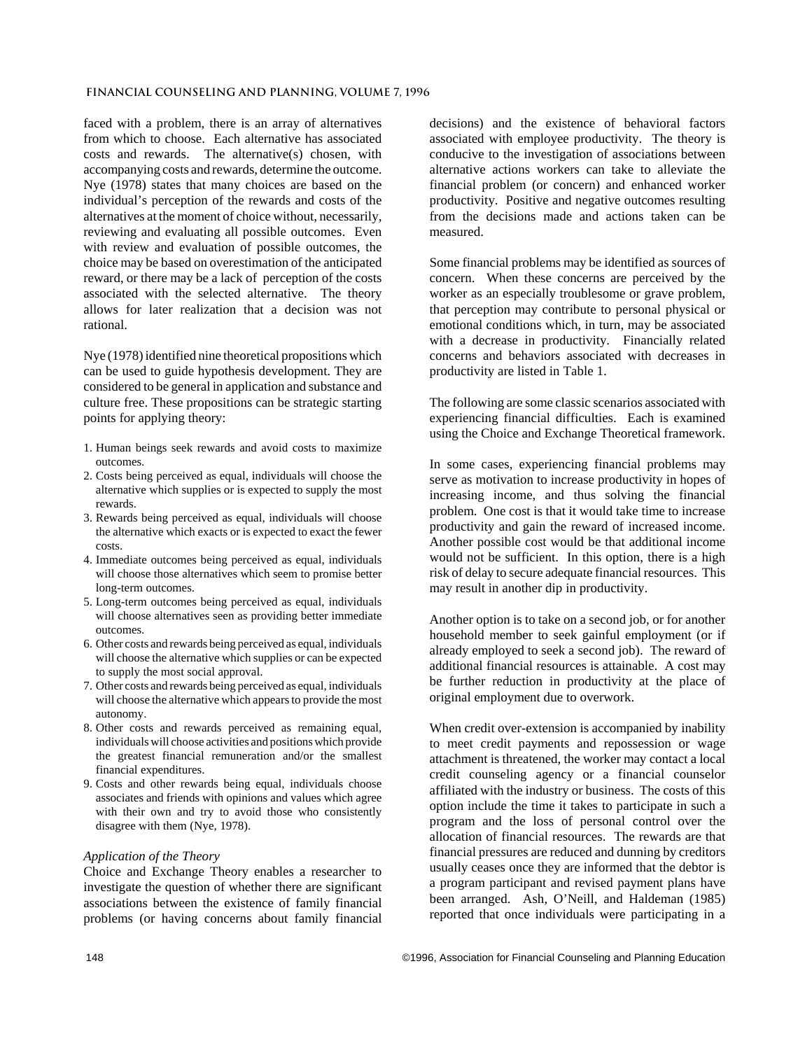faced with a problem, there is an array of alternatives from which to choose. Each alternative has associated costs and rewards. The alternative(s) chosen, with accompanying costs and rewards, determine the outcome. Nye (1978) states that many choices are based on the individual's perception of the rewards and costs of the alternatives at the moment of choice without, necessarily, reviewing and evaluating all possible outcomes. Even with review and evaluation of possible outcomes, the choice may be based on overestimation of the anticipated reward, or there may be a lack of perception of the costs associated with the selected alternative. The theory allows for later realization that a decision was not rational.

Nye (1978) identified nine theoretical propositions which can be used to guide hypothesis development. They are considered to be general in application and substance and culture free. These propositions can be strategic starting points for applying theory:

1. Human beings seek rewards and avoid costs to maximize outcomes.
2. Costs being perceived as equal, individuals will choose the alternative which supplies or is expected to supply the most rewards.
3. Rewards being perceived as equal, individuals will choose the alternative which exacts or is expected to exact the fewer costs.
4. Immediate outcomes being perceived as equal, individuals will choose those alternatives which seem to promise better long-term outcomes.
5. Long-term outcomes being perceived as equal, individuals will choose alternatives seen as providing better immediate outcomes.
6. Other costs and rewards being perceived as equal, individuals will choose the alternative which supplies or can be expected to supply the most social approval.
7. Other costs and rewards being perceived as equal, individuals will choose the alternative which appears to provide the most autonomy.
8. Other costs and rewards perceived as remaining equal, individuals will choose activities and positions which provide the greatest financial remuneration and/or the smallest financial expenditures.
9. Costs and other rewards being equal, individuals choose associates and friends with opinions and values which agree with their own and try to avoid those who consistently disagree with them (Nye, 1978).

*Application of the Theory*

Choice and Exchange Theory enables a researcher to investigate the question of whether there are significant associations between the existence of family financial problems (or having concerns about family financial decisions) and the existence of behavioral factors associated with employee productivity. The theory is conducive to the investigation of associations between alternative actions workers can take to alleviate the financial problem (or concern) and enhanced worker productivity. Positive and negative outcomes resulting from the decisions made and actions taken can be measured.

Some financial problems may be identified as sources of concern. When these concerns are perceived by the worker as an especially troublesome or grave problem, that perception may contribute to personal physical or emotional conditions which, in turn, may be associated with a decrease in productivity. Financially related concerns and behaviors associated with decreases in productivity are listed in Table 1.

The following are some classic scenarios associated with experiencing financial difficulties. Each is examined using the Choice and Exchange Theoretical framework.

In some cases, experiencing financial problems may serve as motivation to increase productivity in hopes of increasing income, and thus solving the financial problem. One cost is that it would take time to increase productivity and gain the reward of increased income. Another possible cost would be that additional income would not be sufficient. In this option, there is a high risk of delay to secure adequate financial resources. This may result in another dip in productivity.

Another option is to take on a second job, or for another household member to seek gainful employment (or if already employed to seek a second job). The reward of additional financial resources is attainable. A cost may be further reduction in productivity at the place of original employment due to overwork.

When credit over-extension is accompanied by inability to meet credit payments and repossession or wage attachment is threatened, the worker may contact a local credit counseling agency or a financial counselor affiliated with the industry or business. The costs of this option include the time it takes to participate in such a program and the loss of personal control over the allocation of financial resources. The rewards are that financial pressures are reduced and dunning by creditors usually ceases once they are informed that the debtor is a program participant and revised payment plans have been arranged. Ash, O'Neill, and Haldeman (1985) reported that once individuals were participating in a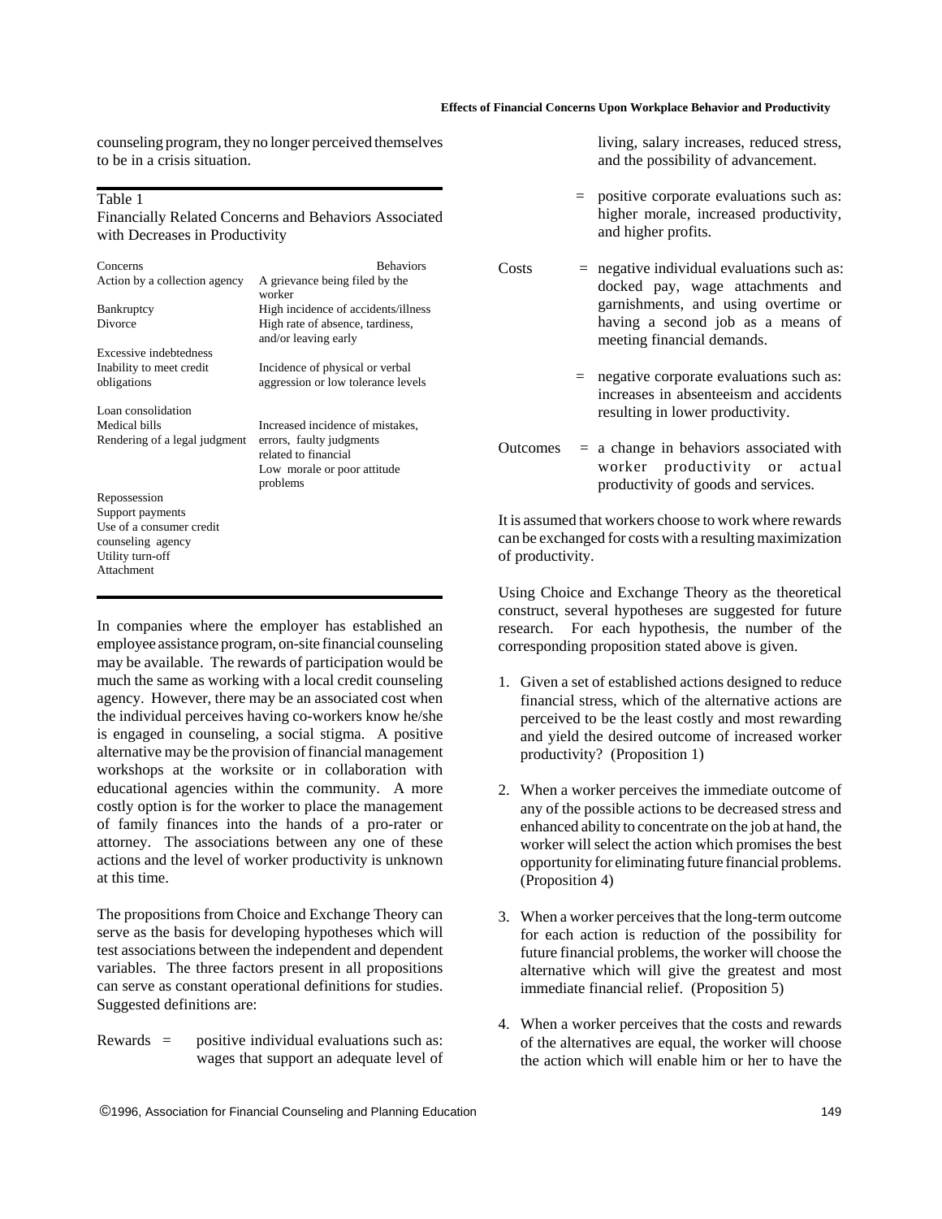counseling program, they no longer perceived themselves to be in a crisis situation.

Table 1
Financially Related Concerns and Behaviors Associated with Decreases in Productivity

| Concerns | Behaviors |
|---|---|
| Action by a collection agency | A grievance being filed by the worker |
| Bankruptcy | High incidence of accidents/illness |
| Divorce | High rate of absence, tardiness, and/or leaving early |
| Excessive indebtedness | |
| Inability to meet credit obligations | Incidence of physical or verbal aggression or low tolerance levels |
| Loan consolidation | |
| Medical bills | Increased incidence of mistakes, |
| Rendering of a legal judgment | errors, faulty judgments related to financial |
| | Low morale or poor attitude problems |
| Repossession | |
| Support payments | |
| Use of a consumer credit counseling agency | |
| Utility turn-off | |
| Attachment | |

In companies where the employer has established an employee assistance program, on-site financial counseling may be available. The rewards of participation would be much the same as working with a local credit counseling agency. However, there may be an associated cost when the individual perceives having co-workers know he/she is engaged in counseling, a social stigma. A positive alternative may be the provision of financial management workshops at the worksite or in collaboration with educational agencies within the community. A more costly option is for the worker to place the management of family finances into the hands of a pro-rater or attorney. The associations between any one of these actions and the level of worker productivity is unknown at this time.

The propositions from Choice and Exchange Theory can serve as the basis for developing hypotheses which will test associations between the independent and dependent variables. The three factors present in all propositions can serve as constant operational definitions for studies. Suggested definitions are:

Rewards = positive individual evaluations such as: wages that support an adequate level of living, salary increases, reduced stress, and the possibility of advancement.

= positive corporate evaluations such as: higher morale, increased productivity, and higher profits.

Costs = negative individual evaluations such as: docked pay, wage attachments and garnishments, and using overtime or having a second job as a means of meeting financial demands.

= negative corporate evaluations such as: increases in absenteeism and accidents resulting in lower productivity.

Outcomes = a change in behaviors associated with worker productivity or actual productivity of goods and services.

It is assumed that workers choose to work where rewards can be exchanged for costs with a resulting maximization of productivity.

Using Choice and Exchange Theory as the theoretical construct, several hypotheses are suggested for future research. For each hypothesis, the number of the corresponding proposition stated above is given.

1. Given a set of established actions designed to reduce financial stress, which of the alternative actions are perceived to be the least costly and most rewarding and yield the desired outcome of increased worker productivity? (Proposition 1)

2. When a worker perceives the immediate outcome of any of the possible actions to be decreased stress and enhanced ability to concentrate on the job at hand, the worker will select the action which promises the best opportunity for eliminating future financial problems. (Proposition 4)

3. When a worker perceives that the long-term outcome for each action is reduction of the possibility for future financial problems, the worker will choose the alternative which will give the greatest and most immediate financial relief. (Proposition 5)

4. When a worker perceives that the costs and rewards of the alternatives are equal, the worker will choose the action which will enable him or her to have the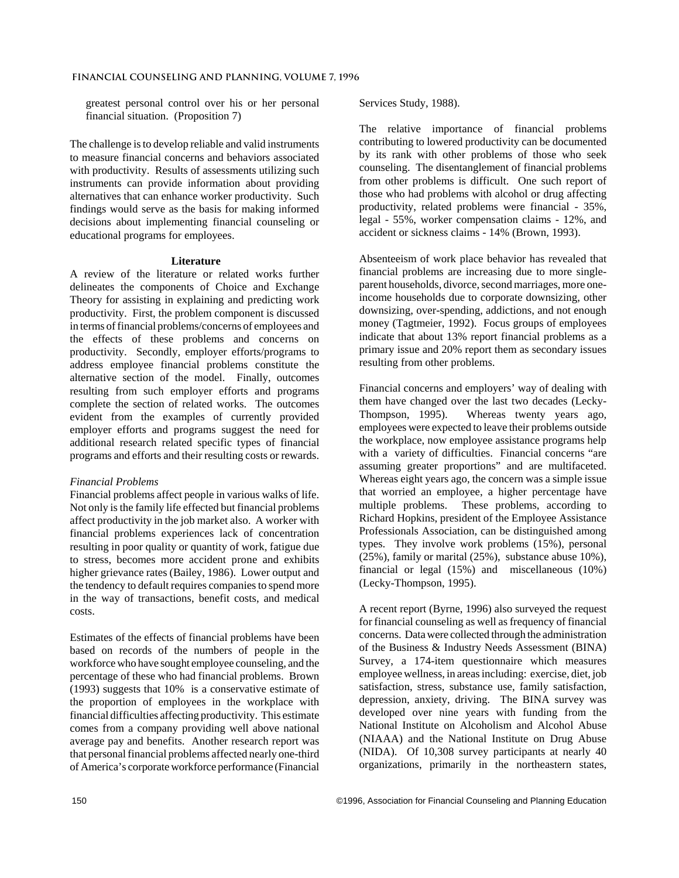greatest personal control over his or her personal financial situation. (Proposition 7)

The challenge is to develop reliable and valid instruments to measure financial concerns and behaviors associated with productivity. Results of assessments utilizing such instruments can provide information about providing alternatives that can enhance worker productivity. Such findings would serve as the basis for making informed decisions about implementing financial counseling or educational programs for employees.

## Literature

A review of the literature or related works further delineates the components of Choice and Exchange Theory for assisting in explaining and predicting work productivity. First, the problem component is discussed in terms of financial problems/concerns of employees and the effects of these problems and concerns on productivity. Secondly, employer efforts/programs to address employee financial problems constitute the alternative section of the model. Finally, outcomes resulting from such employer efforts and programs complete the section of related works. The outcomes evident from the examples of currently provided employer efforts and programs suggest the need for additional research related specific types of financial programs and efforts and their resulting costs or rewards.

### *Financial Problems*

Financial problems affect people in various walks of life. Not only is the family life effected but financial problems affect productivity in the job market also. A worker with financial problems experiences lack of concentration resulting in poor quality or quantity of work, fatigue due to stress, becomes more accident prone and exhibits higher grievance rates (Bailey, 1986). Lower output and the tendency to default requires companies to spend more in the way of transactions, benefit costs, and medical costs.

Estimates of the effects of financial problems have been based on records of the numbers of people in the workforce who have sought employee counseling, and the percentage of these who had financial problems. Brown (1993) suggests that 10% is a conservative estimate of the proportion of employees in the workplace with financial difficulties affecting productivity. This estimate comes from a company providing well above national average pay and benefits. Another research report was that personal financial problems affected nearly one-third of America's corporate workforce performance (Financial Services Study, 1988).

The relative importance of financial problems contributing to lowered productivity can be documented by its rank with other problems of those who seek counseling. The disentanglement of financial problems from other problems is difficult. One such report of those who had problems with alcohol or drug affecting productivity, related problems were financial - 35%, legal - 55%, worker compensation claims - 12%, and accident or sickness claims - 14% (Brown, 1993).

Absenteeism of work place behavior has revealed that financial problems are increasing due to more single-parent households, divorce, second marriages, more one-income households due to corporate downsizing, other downsizing, over-spending, addictions, and not enough money (Tagtmeier, 1992). Focus groups of employees indicate that about 13% report financial problems as a primary issue and 20% report them as secondary issues resulting from other problems.

Financial concerns and employers' way of dealing with them have changed over the last two decades (Lecky-Thompson, 1995). Whereas twenty years ago, employees were expected to leave their problems outside the workplace, now employee assistance programs help with a variety of difficulties. Financial concerns "are assuming greater proportions" and are multifaceted. Whereas eight years ago, the concern was a simple issue that worried an employee, a higher percentage have multiple problems. These problems, according to Richard Hopkins, president of the Employee Assistance Professionals Association, can be distinguished among types. They involve work problems (15%), personal (25%), family or marital (25%), substance abuse 10%), financial or legal (15%) and miscellaneous (10%) (Lecky-Thompson, 1995).

A recent report (Byrne, 1996) also surveyed the request for financial counseling as well as frequency of financial concerns. Data were collected through the administration of the Business & Industry Needs Assessment (BINA) Survey, a 174-item questionnaire which measures employee wellness, in areas including: exercise, diet, job satisfaction, stress, substance use, family satisfaction, depression, anxiety, driving. The BINA survey was developed over nine years with funding from the National Institute on Alcoholism and Alcohol Abuse (NIAAA) and the National Institute on Drug Abuse (NIDA). Of 10,308 survey participants at nearly 40 organizations, primarily in the northeastern states,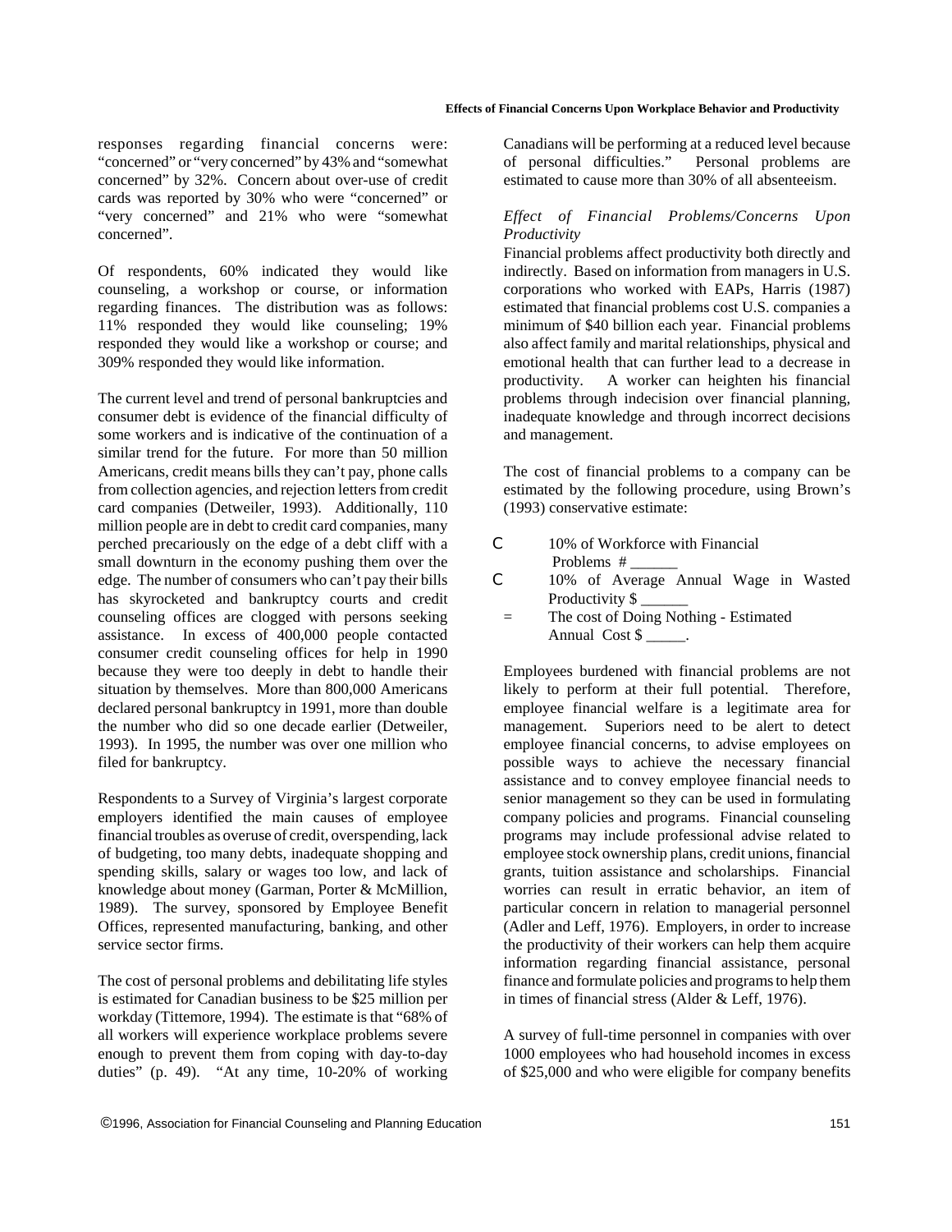responses regarding financial concerns were: "concerned" or "very concerned" by 43% and "somewhat concerned" by 32%. Concern about over-use of credit cards was reported by 30% who were "concerned" or "very concerned" and 21% who were "somewhat concerned".

Of respondents, 60% indicated they would like counseling, a workshop or course, or information regarding finances. The distribution was as follows: 11% responded they would like counseling; 19% responded they would like a workshop or course; and 309% responded they would like information.

The current level and trend of personal bankruptcies and consumer debt is evidence of the financial difficulty of some workers and is indicative of the continuation of a similar trend for the future. For more than 50 million Americans, credit means bills they can't pay, phone calls from collection agencies, and rejection letters from credit card companies (Detweiler, 1993). Additionally, 110 million people are in debt to credit card companies, many perched precariously on the edge of a debt cliff with a small downturn in the economy pushing them over the edge. The number of consumers who can't pay their bills has skyrocketed and bankruptcy courts and credit counseling offices are clogged with persons seeking assistance. In excess of 400,000 people contacted consumer credit counseling offices for help in 1990 because they were too deeply in debt to handle their situation by themselves. More than 800,000 Americans declared personal bankruptcy in 1991, more than double the number who did so one decade earlier (Detweiler, 1993). In 1995, the number was over one million who filed for bankruptcy.

Respondents to a Survey of Virginia's largest corporate employers identified the main causes of employee financial troubles as overuse of credit, overspending, lack of budgeting, too many debts, inadequate shopping and spending skills, salary or wages too low, and lack of knowledge about money (Garman, Porter & McMillion, 1989). The survey, sponsored by Employee Benefit Offices, represented manufacturing, banking, and other service sector firms.

The cost of personal problems and debilitating life styles is estimated for Canadian business to be $25 million per workday (Tittemore, 1994). The estimate is that "68% of all workers will experience workplace problems severe enough to prevent them from coping with day-to-day duties" (p. 49). "At any time, 10-20% of working Canadians will be performing at a reduced level because of personal difficulties." Personal problems are estimated to cause more than 30% of all absenteeism.

*Effect of Financial Problems/Concerns Upon Productivity*

Financial problems affect productivity both directly and indirectly. Based on information from managers in U.S. corporations who worked with EAPs, Harris (1987) estimated that financial problems cost U.S. companies a minimum of $40 billion each year. Financial problems also affect family and marital relationships, physical and emotional health that can further lead to a decrease in productivity. A worker can heighten his financial problems through indecision over financial planning, inadequate knowledge and through incorrect decisions and management.

The cost of financial problems to a company can be estimated by the following procedure, using Brown's (1993) conservative estimate:

C 10% of Workforce with Financial Problems # ______
C 10% of Average Annual Wage in Wasted Productivity $ ______
= The cost of Doing Nothing - Estimated Annual Cost $ _____.

Employees burdened with financial problems are not likely to perform at their full potential. Therefore, employee financial welfare is a legitimate area for management. Superiors need to be alert to detect employee financial concerns, to advise employees on possible ways to achieve the necessary financial assistance and to convey employee financial needs to senior management so they can be used in formulating company policies and programs. Financial counseling programs may include professional advise related to employee stock ownership plans, credit unions, financial grants, tuition assistance and scholarships. Financial worries can result in erratic behavior, an item of particular concern in relation to managerial personnel (Adler and Leff, 1976). Employers, in order to increase the productivity of their workers can help them acquire information regarding financial assistance, personal finance and formulate policies and programs to help them in times of financial stress (Alder & Leff, 1976).

A survey of full-time personnel in companies with over 1000 employees who had household incomes in excess of $25,000 and who were eligible for company benefits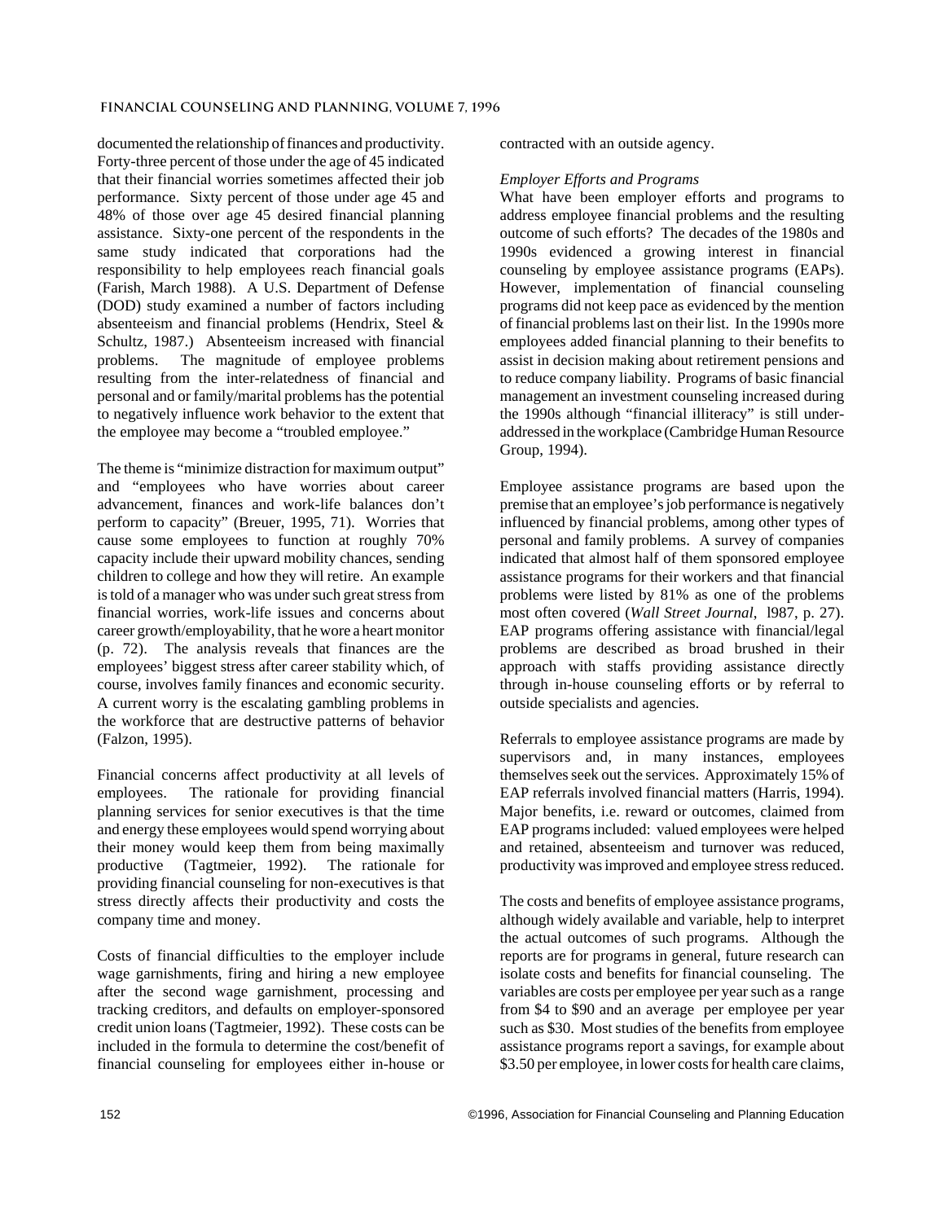documented the relationship of finances and productivity. Forty-three percent of those under the age of 45 indicated that their financial worries sometimes affected their job performance. Sixty percent of those under age 45 and 48% of those over age 45 desired financial planning assistance. Sixty-one percent of the respondents in the same study indicated that corporations had the responsibility to help employees reach financial goals (Farish, March 1988). A U.S. Department of Defense (DOD) study examined a number of factors including absenteeism and financial problems (Hendrix, Steel & Schultz, 1987.) Absenteeism increased with financial problems. The magnitude of employee problems resulting from the inter-relatedness of financial and personal and or family/marital problems has the potential to negatively influence work behavior to the extent that the employee may become a "troubled employee."

The theme is "minimize distraction for maximum output" and "employees who have worries about career advancement, finances and work-life balances don't perform to capacity" (Breuer, 1995, 71). Worries that cause some employees to function at roughly 70% capacity include their upward mobility chances, sending children to college and how they will retire. An example is told of a manager who was under such great stress from financial worries, work-life issues and concerns about career growth/employability, that he wore a heart monitor (p. 72). The analysis reveals that finances are the employees' biggest stress after career stability which, of course, involves family finances and economic security. A current worry is the escalating gambling problems in the workforce that are destructive patterns of behavior (Falzon, 1995).

Financial concerns affect productivity at all levels of employees. The rationale for providing financial planning services for senior executives is that the time and energy these employees would spend worrying about their money would keep them from being maximally productive (Tagtmeier, 1992). The rationale for providing financial counseling for non-executives is that stress directly affects their productivity and costs the company time and money.

Costs of financial difficulties to the employer include wage garnishments, firing and hiring a new employee after the second wage garnishment, processing and tracking creditors, and defaults on employer-sponsored credit union loans (Tagtmeier, 1992). These costs can be included in the formula to determine the cost/benefit of financial counseling for employees either in-house or contracted with an outside agency.

*Employer Efforts and Programs*

What have been employer efforts and programs to address employee financial problems and the resulting outcome of such efforts? The decades of the 1980s and 1990s evidenced a growing interest in financial counseling by employee assistance programs (EAPs). However, implementation of financial counseling programs did not keep pace as evidenced by the mention of financial problems last on their list. In the 1990s more employees added financial planning to their benefits to assist in decision making about retirement pensions and to reduce company liability. Programs of basic financial management an investment counseling increased during the 1990s although "financial illiteracy" is still under-addressed in the workplace (Cambridge Human Resource Group, 1994).

Employee assistance programs are based upon the premise that an employee's job performance is negatively influenced by financial problems, among other types of personal and family problems. A survey of companies indicated that almost half of them sponsored employee assistance programs for their workers and that financial problems were listed by 81% as one of the problems most often covered (*Wall Street Journal*, l987, p. 27). EAP programs offering assistance with financial/legal problems are described as broad brushed in their approach with staffs providing assistance directly through in-house counseling efforts or by referral to outside specialists and agencies.

Referrals to employee assistance programs are made by supervisors and, in many instances, employees themselves seek out the services. Approximately 15% of EAP referrals involved financial matters (Harris, 1994). Major benefits, i.e. reward or outcomes, claimed from EAP programs included: valued employees were helped and retained, absenteeism and turnover was reduced, productivity was improved and employee stress reduced.

The costs and benefits of employee assistance programs, although widely available and variable, help to interpret the actual outcomes of such programs. Although the reports are for programs in general, future research can isolate costs and benefits for financial counseling. The variables are costs per employee per year such as a range from $4 to $90 and an average per employee per year such as $30. Most studies of the benefits from employee assistance programs report a savings, for example about $3.50 per employee, in lower costs for health care claims,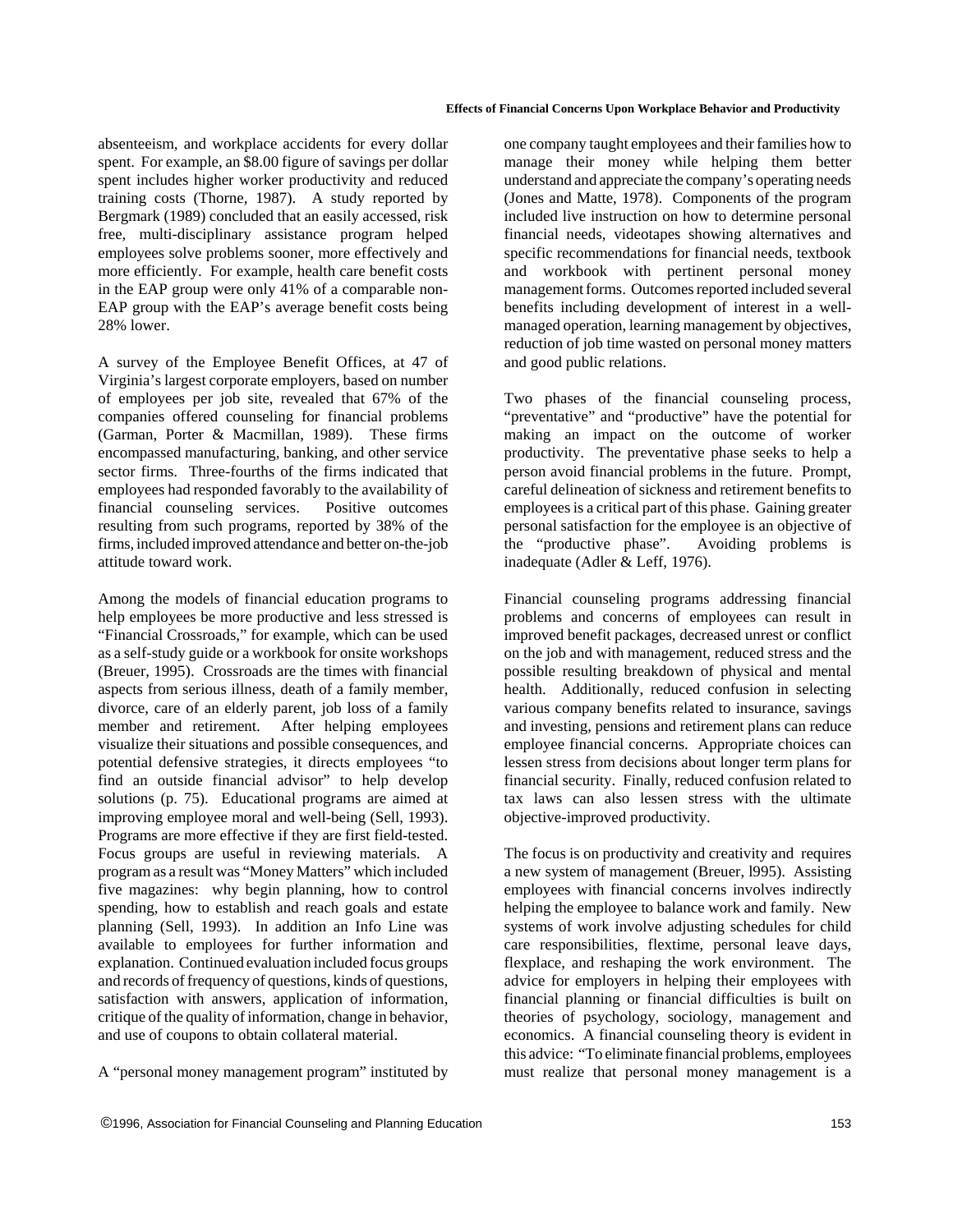absenteeism, and workplace accidents for every dollar spent. For example, an $8.00 figure of savings per dollar spent includes higher worker productivity and reduced training costs (Thorne, 1987). A study reported by Bergmark (1989) concluded that an easily accessed, risk free, multi-disciplinary assistance program helped employees solve problems sooner, more effectively and more efficiently. For example, health care benefit costs in the EAP group were only 41% of a comparable non-EAP group with the EAP's average benefit costs being 28% lower.

A survey of the Employee Benefit Offices, at 47 of Virginia's largest corporate employers, based on number of employees per job site, revealed that 67% of the companies offered counseling for financial problems (Garman, Porter & Macmillan, 1989). These firms encompassed manufacturing, banking, and other service sector firms. Three-fourths of the firms indicated that employees had responded favorably to the availability of financial counseling services. Positive outcomes resulting from such programs, reported by 38% of the firms, included improved attendance and better on-the-job attitude toward work.

Among the models of financial education programs to help employees be more productive and less stressed is "Financial Crossroads," for example, which can be used as a self-study guide or a workbook for onsite workshops (Breuer, 1995). Crossroads are the times with financial aspects from serious illness, death of a family member, divorce, care of an elderly parent, job loss of a family member and retirement. After helping employees visualize their situations and possible consequences, and potential defensive strategies, it directs employees "to find an outside financial advisor" to help develop solutions (p. 75). Educational programs are aimed at improving employee moral and well-being (Sell, 1993). Programs are more effective if they are first field-tested. Focus groups are useful in reviewing materials. A program as a result was "Money Matters" which included five magazines: why begin planning, how to control spending, how to establish and reach goals and estate planning (Sell, 1993). In addition an Info Line was available to employees for further information and explanation. Continued evaluation included focus groups and records of frequency of questions, kinds of questions, satisfaction with answers, application of information, critique of the quality of information, change in behavior, and use of coupons to obtain collateral material.

A "personal money management program" instituted by one company taught employees and their families how to manage their money while helping them better understand and appreciate the company's operating needs (Jones and Matte, 1978). Components of the program included live instruction on how to determine personal financial needs, videotapes showing alternatives and specific recommendations for financial needs, textbook and workbook with pertinent personal money management forms. Outcomes reported included several benefits including development of interest in a well-managed operation, learning management by objectives, reduction of job time wasted on personal money matters and good public relations.

Two phases of the financial counseling process, "preventative" and "productive" have the potential for making an impact on the outcome of worker productivity. The preventative phase seeks to help a person avoid financial problems in the future. Prompt, careful delineation of sickness and retirement benefits to employees is a critical part of this phase. Gaining greater personal satisfaction for the employee is an objective of the "productive phase". Avoiding problems is inadequate (Adler & Leff, 1976).

Financial counseling programs addressing financial problems and concerns of employees can result in improved benefit packages, decreased unrest or conflict on the job and with management, reduced stress and the possible resulting breakdown of physical and mental health. Additionally, reduced confusion in selecting various company benefits related to insurance, savings and investing, pensions and retirement plans can reduce employee financial concerns. Appropriate choices can lessen stress from decisions about longer term plans for financial security. Finally, reduced confusion related to tax laws can also lessen stress with the ultimate objective-improved productivity.

The focus is on productivity and creativity and requires a new system of management (Breuer, l995). Assisting employees with financial concerns involves indirectly helping the employee to balance work and family. New systems of work involve adjusting schedules for child care responsibilities, flextime, personal leave days, flexplace, and reshaping the work environment. The advice for employers in helping their employees with financial planning or financial difficulties is built on theories of psychology, sociology, management and economics. A financial counseling theory is evident in this advice: "To eliminate financial problems, employees must realize that personal money management is a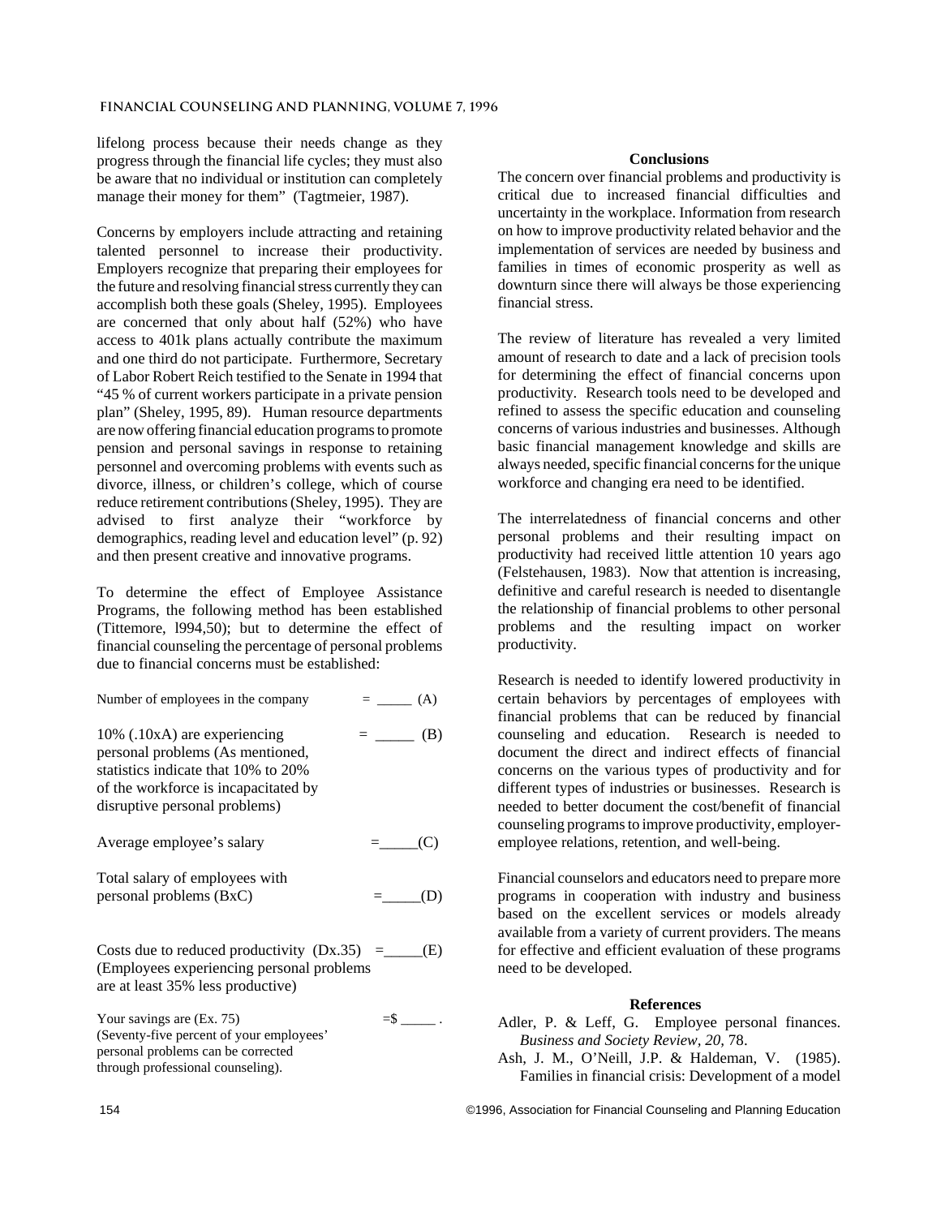lifelong process because their needs change as they progress through the financial life cycles; they must also be aware that no individual or institution can completely manage their money for them" (Tagtmeier, 1987).

Concerns by employers include attracting and retaining talented personnel to increase their productivity. Employers recognize that preparing their employees for the future and resolving financial stress currently they can accomplish both these goals (Sheley, 1995). Employees are concerned that only about half (52%) who have access to 401k plans actually contribute the maximum and one third do not participate. Furthermore, Secretary of Labor Robert Reich testified to the Senate in 1994 that "45 % of current workers participate in a private pension plan" (Sheley, 1995, 89). Human resource departments are now offering financial education programs to promote pension and personal savings in response to retaining personnel and overcoming problems with events such as divorce, illness, or children's college, which of course reduce retirement contributions (Sheley, 1995). They are advised to first analyze their "workforce by demographics, reading level and education level" (p. 92) and then present creative and innovative programs.

To determine the effect of Employee Assistance Programs, the following method has been established (Tittemore, l994,50); but to determine the effect of financial counseling the percentage of personal problems due to financial concerns must be established:

Number of employees in the company = _____ (A)

10% (.10xA) are experiencing personal problems (As mentioned, statistics indicate that 10% to 20% of the workforce is incapacitated by disruptive personal problems) = _____ (B)

Average employee's salary =_____(C)

Total salary of employees with personal problems (BxC) =_____(D)

Costs due to reduced productivity (Dx.35) =_____(E)
(Employees experiencing personal problems are at least 35% less productive)

Your savings are (Ex. 75) =$ _____ .
(Seventy-five percent of your employees' personal problems can be corrected through professional counseling).

## Conclusions

The concern over financial problems and productivity is critical due to increased financial difficulties and uncertainty in the workplace. Information from research on how to improve productivity related behavior and the implementation of services are needed by business and families in times of economic prosperity as well as downturn since there will always be those experiencing financial stress.

The review of literature has revealed a very limited amount of research to date and a lack of precision tools for determining the effect of financial concerns upon productivity. Research tools need to be developed and refined to assess the specific education and counseling concerns of various industries and businesses. Although basic financial management knowledge and skills are always needed, specific financial concerns for the unique workforce and changing era need to be identified.

The interrelatedness of financial concerns and other personal problems and their resulting impact on productivity had received little attention 10 years ago (Felstehausen, 1983). Now that attention is increasing, definitive and careful research is needed to disentangle the relationship of financial problems to other personal problems and the resulting impact on worker productivity.

Research is needed to identify lowered productivity in certain behaviors by percentages of employees with financial problems that can be reduced by financial counseling and education. Research is needed to document the direct and indirect effects of financial concerns on the various types of productivity and for different types of industries or businesses. Research is needed to better document the cost/benefit of financial counseling programs to improve productivity, employer-employee relations, retention, and well-being.

Financial counselors and educators need to prepare more programs in cooperation with industry and business based on the excellent services or models already available from a variety of current providers. The means for effective and efficient evaluation of these programs need to be developed.

## References

Adler, P. & Leff, G. Employee personal finances. *Business and Society Review*, *20*, 78.

Ash, J. M., O'Neill, J.P. & Haldeman, V. (1985). Families in financial crisis: Development of a model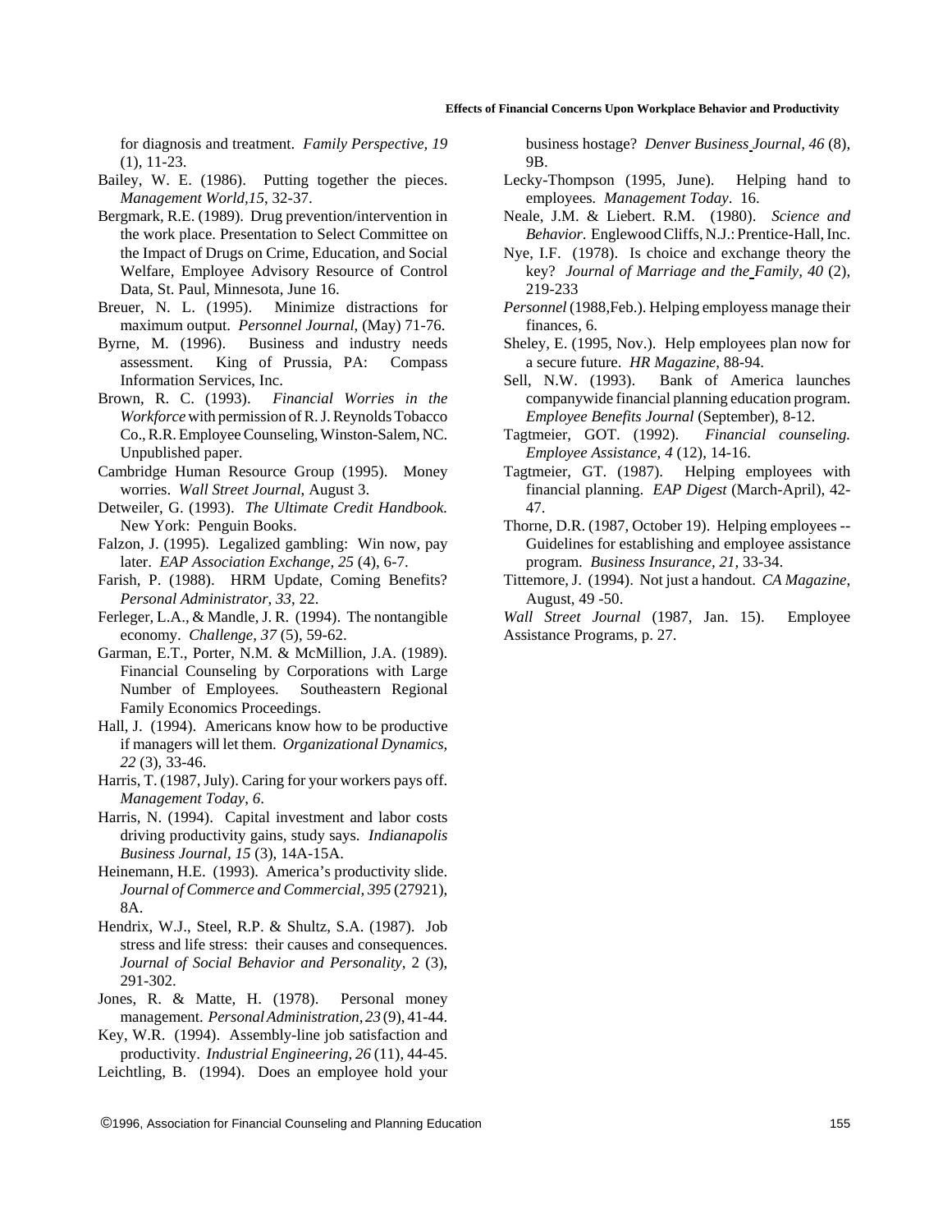for diagnosis and treatment. *Family Perspective, 19* (1), 11-23.

Bailey, W. E. (1986). Putting together the pieces. *Management World,15*, 32-37.

Bergmark, R.E. (1989). Drug prevention/intervention in the work place. Presentation to Select Committee on the Impact of Drugs on Crime, Education, and Social Welfare, Employee Advisory Resource of Control Data, St. Paul, Minnesota, June 16.

Breuer, N. L. (1995). Minimize distractions for maximum output. *Personnel Journal*, (May) 71-76.

Byrne, M. (1996). Business and industry needs assessment. King of Prussia, PA: Compass Information Services, Inc.

Brown, R. C. (1993). *Financial Worries in the Workforce* with permission of R. J. Reynolds Tobacco Co., R.R. Employee Counseling, Winston-Salem, NC. Unpublished paper.

Cambridge Human Resource Group (1995). Money worries. *Wall Street Journal*, August 3.

Detweiler, G. (1993). *The Ultimate Credit Handbook.* New York: Penguin Books.

Falzon, J. (1995). Legalized gambling: Win now, pay later. *EAP Association Exchange, 25* (4), 6-7.

Farish, P. (1988). HRM Update, Coming Benefits? *Personal Administrator, 33*, 22.

Ferleger, L.A., & Mandle, J. R. (1994). The nontangible economy. *Challenge, 37* (5), 59-62.

Garman, E.T., Porter, N.M. & McMillion, J.A. (1989). Financial Counseling by Corporations with Large Number of Employees. Southeastern Regional Family Economics Proceedings.

Hall, J. (1994). Americans know how to be productive if managers will let them. *Organizational Dynamics, 22* (3), 33-46.

Harris, T. (1987, July). Caring for your workers pays off. *Management Today*, *6*.

Harris, N. (1994). Capital investment and labor costs driving productivity gains, study says. *Indianapolis Business Journal, 15* (3), 14A-15A.

Heinemann, H.E. (1993). America's productivity slide. *Journal of Commerce and Commercial, 395* (27921), 8A.

Hendrix, W.J., Steel, R.P. & Shultz, S.A. (1987). Job stress and life stress: their causes and consequences. *Journal of Social Behavior and Personality*, 2 (3), 291-302.

Jones, R. & Matte, H. (1978). Personal money management. *Personal Administration, 23* (9), 41-44.

Key, W.R. (1994). Assembly-line job satisfaction and productivity. *Industrial Engineering, 26* (11), 44-45.

Leichtling, B. (1994). Does an employee hold your business hostage? *Denver Business Journal, 46* (8), 9B.

Lecky-Thompson (1995, June). Helping hand to employees. *Management Today*. 16.

Neale, J.M. & Liebert. R.M. (1980). *Science and Behavior*. Englewood Cliffs, N.J.: Prentice-Hall, Inc.

Nye, I.F. (1978). Is choice and exchange theory the key? *Journal of Marriage and the Family, 40* (2), 219-233

*Personnel* (1988,Feb.). Helping employess manage their finances, 6.

Sheley, E. (1995, Nov.). Help employees plan now for a secure future. *HR Magazine*, 88-94.

Sell, N.W. (1993). Bank of America launches companywide financial planning education program. *Employee Benefits Journal* (September), 8-12.

Tagtmeier, GOT. (1992). *Financial counseling. Employee Assistance, 4* (12), 14-16.

Tagtmeier, GT. (1987). Helping employees with financial planning. *EAP Digest* (March-April), 42-47.

Thorne, D.R. (1987, October 19). Helping employees -- Guidelines for establishing and employee assistance program. *Business Insurance, 21,* 33-34.

Tittemore, J. (1994). Not just a handout. *CA Magazine*, August, 49 -50.

*Wall Street Journal* (1987, Jan. 15). Employee Assistance Programs, p. 27.